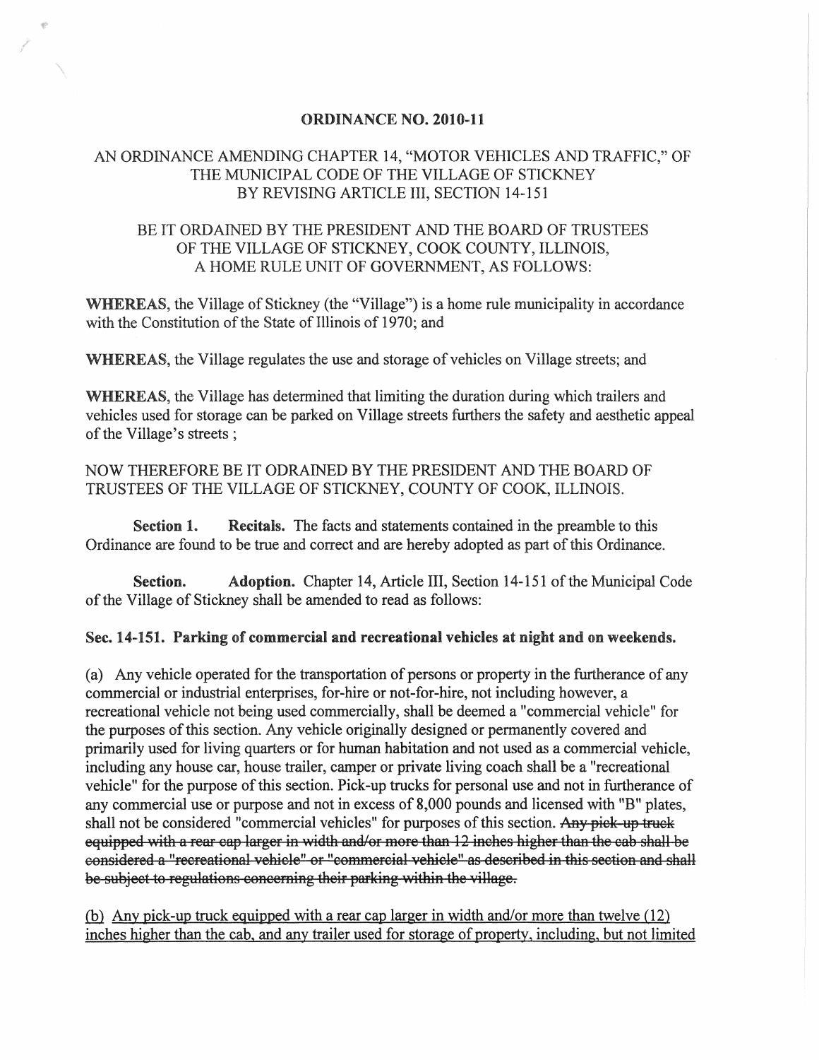# ORDINANCE NO. 2010-11

## AN ORDINANCE AMENDING CHAPTER 14, "MOTOR VEHICLES AND TRAFFIC," OF THE MUNICIPAL CODE OF THE VILLAGE OF STICKNEY BY REVISING ARTICLE III, SECTION 14-151

BE IT ORDAINED BY THE PRESIDENT AND THE BOARD OF TRUSTEES OF THE VILLAGE OF STICKNEY, COOK COUNTY, ILLINOIS, A HOME RULE UNIT OF GOVERNMENT, AS FOLLOWS:

**WHEREAS**, the Village of Stickney (the "Village") is a home rule municipality in accordance with the Constitution of the State of Illinois of 1970; and

**WHEREAS**, the Village regulates the use and storage of vehicles on Village streets; and

**WHEREAS**, the Village has determined that limiting the duration during which trailers and vehicles used for storage can be parked on Village streets furthers the safety and aesthetic appeal of the Village's streets ;

NOW THEREFORE BE IT ODRAINED BY THE PRESIDENT AND THE BOARD OF TRUSTEES OF THE VILLAGE OF STICKNEY, COUNTY OF COOK, ILLINOIS.

**Section 1. Recitals.** The facts and statements contained in the preamble to this Ordinance are found to be true and correct and are hereby adopted as part of this Ordinance.

**Section. Adoption.** Chapter 14, Article III, Section 14-151 of the Municipal Code of the Village of Stickney shall be amended to read as follows:

**Sec. 14-151. Parking of commercial and recreational vehicles at night and on weekends.**

(a) Any vehicle operated for the transportation of persons or property in the furtherance of any commercial or industrial enterprises, for-hire or not-for-hire, not including however, a recreational vehicle not being used commercially, shall be deemed a "commercial vehicle" for the purposes of this section. Any vehicle originally designed or permanently covered and primarily used for living quarters or for human habitation and not used as a commercial vehicle, including any house car, house trailer, camper or private living coach shall be a "recreational vehicle" for the purpose of this section. Pick-up trucks for personal use and not in furtherance of any commercial use or purpose and not in excess of 8,000 pounds and licensed with "B" plates, shall not be considered "commercial vehicles" for purposes of this section. ~~Any pick-up truck equipped with a rear cap larger in width and/or more than 12 inches higher than the cab shall be considered a "recreational vehicle" or "commercial vehicle" as described in this section and shall be subject to regulations concerning their parking within the village.~~

<u>(b) Any pick-up truck equipped with a rear cap larger in width and/or more than twelve (12) inches higher than the cab, and any trailer used for storage of property, including, but not limited</u>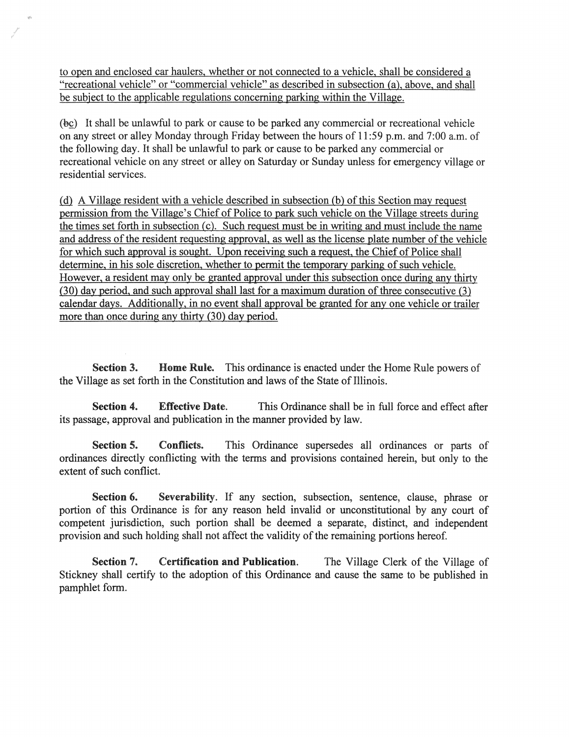to open and enclosed car haulers, whether or not connected to a vehicle, shall be considered a "recreational vehicle" or "commercial vehicle" as described in subsection (a), above, and shall be subject to the applicable regulations concerning parking within the Village.

(~~b~~c) It shall be unlawful to park or cause to be parked any commercial or recreational vehicle on any street or alley Monday through Friday between the hours of 11:59 p.m. and 7:00 a.m. of the following day. It shall be unlawful to park or cause to be parked any commercial or recreational vehicle on any street or alley on Saturday or Sunday unless for emergency village or residential services.

(d) A Village resident with a vehicle described in subsection (b) of this Section may request permission from the Village's Chief of Police to park such vehicle on the Village streets during the times set forth in subsection (c). Such request must be in writing and must include the name and address of the resident requesting approval, as well as the license plate number of the vehicle for which such approval is sought. Upon receiving such a request, the Chief of Police shall determine, in his sole discretion, whether to permit the temporary parking of such vehicle. However, a resident may only be granted approval under this subsection once during any thirty (30) day period, and such approval shall last for a maximum duration of three consecutive (3) calendar days. Additionally, in no event shall approval be granted for any one vehicle or trailer more than once during any thirty (30) day period.

**Section 3. Home Rule.** This ordinance is enacted under the Home Rule powers of the Village as set forth in the Constitution and laws of the State of Illinois.

**Section 4. Effective Date.** This Ordinance shall be in full force and effect after its passage, approval and publication in the manner provided by law.

**Section 5. Conflicts.** This Ordinance supersedes all ordinances or parts of ordinances directly conflicting with the terms and provisions contained herein, but only to the extent of such conflict.

**Section 6. Severability.** If any section, subsection, sentence, clause, phrase or portion of this Ordinance is for any reason held invalid or unconstitutional by any court of competent jurisdiction, such portion shall be deemed a separate, distinct, and independent provision and such holding shall not affect the validity of the remaining portions hereof.

**Section 7. Certification and Publication.** The Village Clerk of the Village of Stickney shall certify to the adoption of this Ordinance and cause the same to be published in pamphlet form.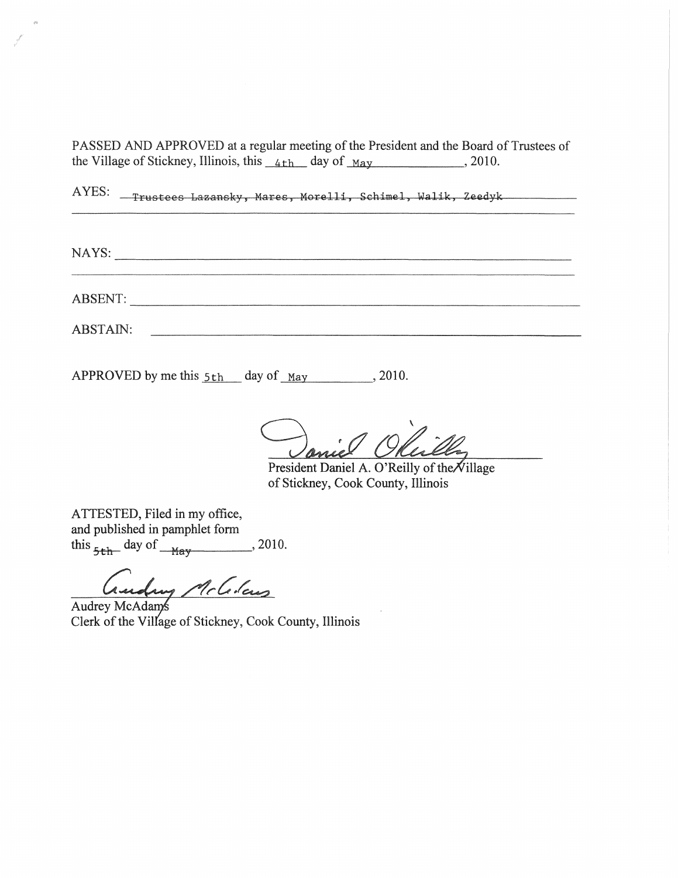PASSED AND APPROVED at a regular meeting of the President and the Board of Trustees of the Village of Stickney, Illinois, this 4th day of May, 2010.

AYES: Trustees Lazansky, Mares, Morelli, Schimel, Walik, Zeedyk

NAYS:

ABSENT:

ABSTAIN:

APPROVED by me this 5th day of May, 2010.

President Daniel A. O'Reilly of the Village of Stickney, Cook County, Illinois

ATTESTED, Filed in my office, and published in pamphlet form this 5th day of May, 2010.

Audrey McAdams
Clerk of the Village of Stickney, Cook County, Illinois